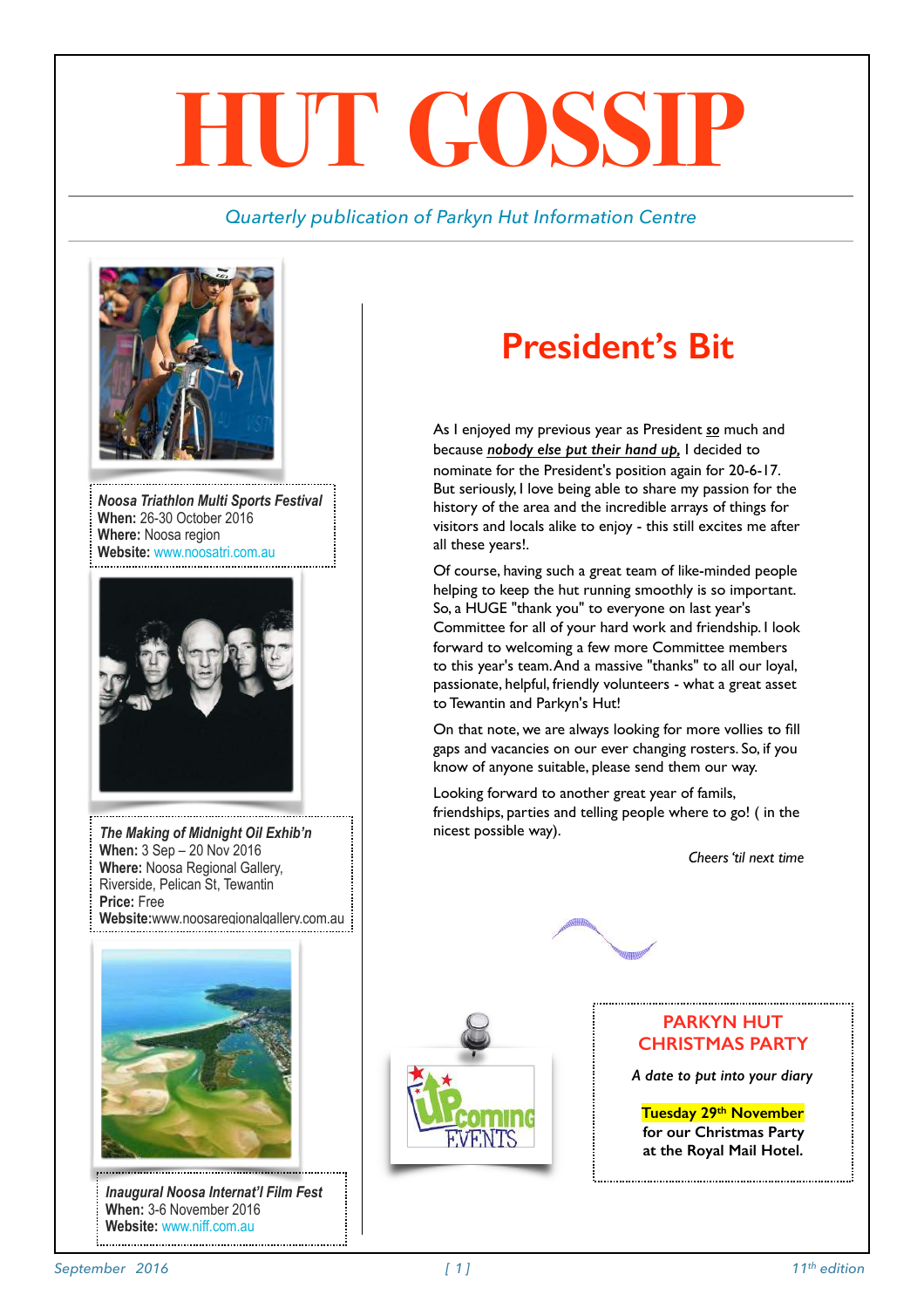# HUT GOSSIP

*Quarterly publication of Parkyn Hut Information Centre*

***Noosa Triathlon Multi Sports Festival***
**When:** 26-30 October 2016
**Where:** Noosa region
**Website:** www.noosatri.com.au

***The Making of Midnight Oil Exhib'n***
**When:** 3 Sep – 20 Nov 2016
**Where:** Noosa Regional Gallery, Riverside, Pelican St, Tewantin
**Price:** Free
**Website:**www.noosaregionalgallery.com.au

***Inaugural Noosa Internat'l Film Fest***
**When:** 3-6 November 2016
**Website:** www.niff.com.au

## President's Bit

As I enjoyed my previous year as President ***so*** much and because ***nobody else put their hand up,*** I decided to nominate for the President's position again for 20-6-17. But seriously, I love being able to share my passion for the history of the area and the incredible arrays of things for visitors and locals alike to enjoy - this still excites me after all these years!.

Of course, having such a great team of like-minded people helping to keep the hut running smoothly is so important. So, a HUGE "thank you" to everyone on last year's Committee for all of your hard work and friendship. I look forward to welcoming a few more Committee members to this year's team. And a massive "thanks" to all our loyal, passionate, helpful, friendly volunteers - what a great asset to Tewantin and Parkyn's Hut!

On that note, we are always looking for more vollies to fill gaps and vacancies on our ever changing rosters. So, if you know of anyone suitable, please send them our way.

Looking forward to another great year of famils, friendships, parties and telling people where to go! ( in the nicest possible way).

*Cheers 'til next time*

Upcoming Events

### PARKYN HUT CHRISTMAS PARTY

*A date to put into your diary*

**Tuesday 29th November**
**for our Christmas Party**
**at the Royal Mail Hotel.**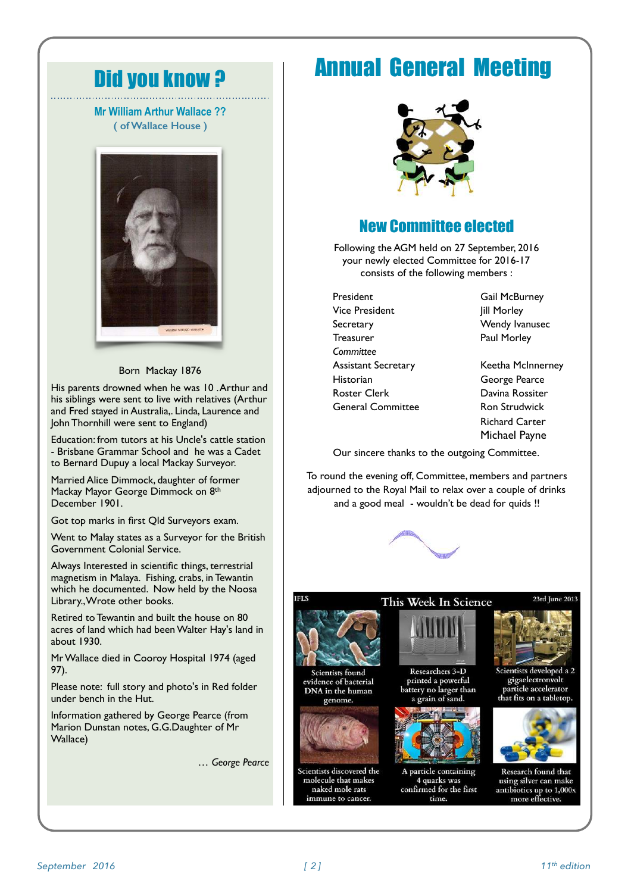## Did you know ?

**Mr William Arthur Wallace ??**
**( of Wallace House )**

Born Mackay 1876

His parents drowned when he was 10 .Arthur and his siblings were sent to live with relatives (Arthur and Fred stayed in Australia,. Linda, Laurence and John Thornhill were sent to England)

Education: from tutors at his Uncle's cattle station - Brisbane Grammar School and he was a Cadet to Bernard Dupuy a local Mackay Surveyor.

Married Alice Dimmock, daughter of former Mackay Mayor George Dimmock on 8th December 1901.

Got top marks in first Qld Surveyors exam.

Went to Malay states as a Surveyor for the British Government Colonial Service.

Always Interested in scientific things, terrestrial magnetism in Malaya. Fishing, crabs, in Tewantin which he documented. Now held by the Noosa Library., Wrote other books.

Retired to Tewantin and built the house on 80 acres of land which had been Walter Hay's land in about 1930.

Mr Wallace died in Cooroy Hospital 1974 (aged 97).

Please note: full story and photo's in Red folder under bench in the Hut.

Information gathered by George Pearce (from Marion Dunstan notes, G.G.Daughter of Mr Wallace)

*… George Pearce*

# Annual General Meeting

## New Committee elected

Following the AGM held on 27 September, 2016 your newly elected Committee for 2016-17 consists of the following members :

| | |
|---|---|
| President | Gail McBurney |
| Vice President | Jill Morley |
| Secretary | Wendy Ivanusec |
| Treasurer | Paul Morley |
| *Committee* | |
| Assistant Secretary | Keetha McInnerney |
| Historian | George Pearce |
| Roster Clerk | Davina Rossiter |
| General Committee | Ron Strudwick |
| | Richard Carter |
| | Michael Payne |

Our sincere thanks to the outgoing Committee.

To round the evening off, Committee, members and partners adjourned to the Royal Mail to relax over a couple of drinks and a good meal - wouldn't be dead for quids !!

IFLS **This Week In Science** 23rd June 2013

Scientists found evidence of bacterial DNA in the human genome.

Researchers 3-D printed a powerful battery no larger than a grain of sand.

Scientists developed a 2 gigaelectronvolt particle accelerator that fits on a tabletop.

Scientists discovered the molecule that makes naked mole rats immune to cancer.

A particle containing 4 quarks was confirmed for the first time.

Research found that using silver can make antibiotics up to 1,000x more effective.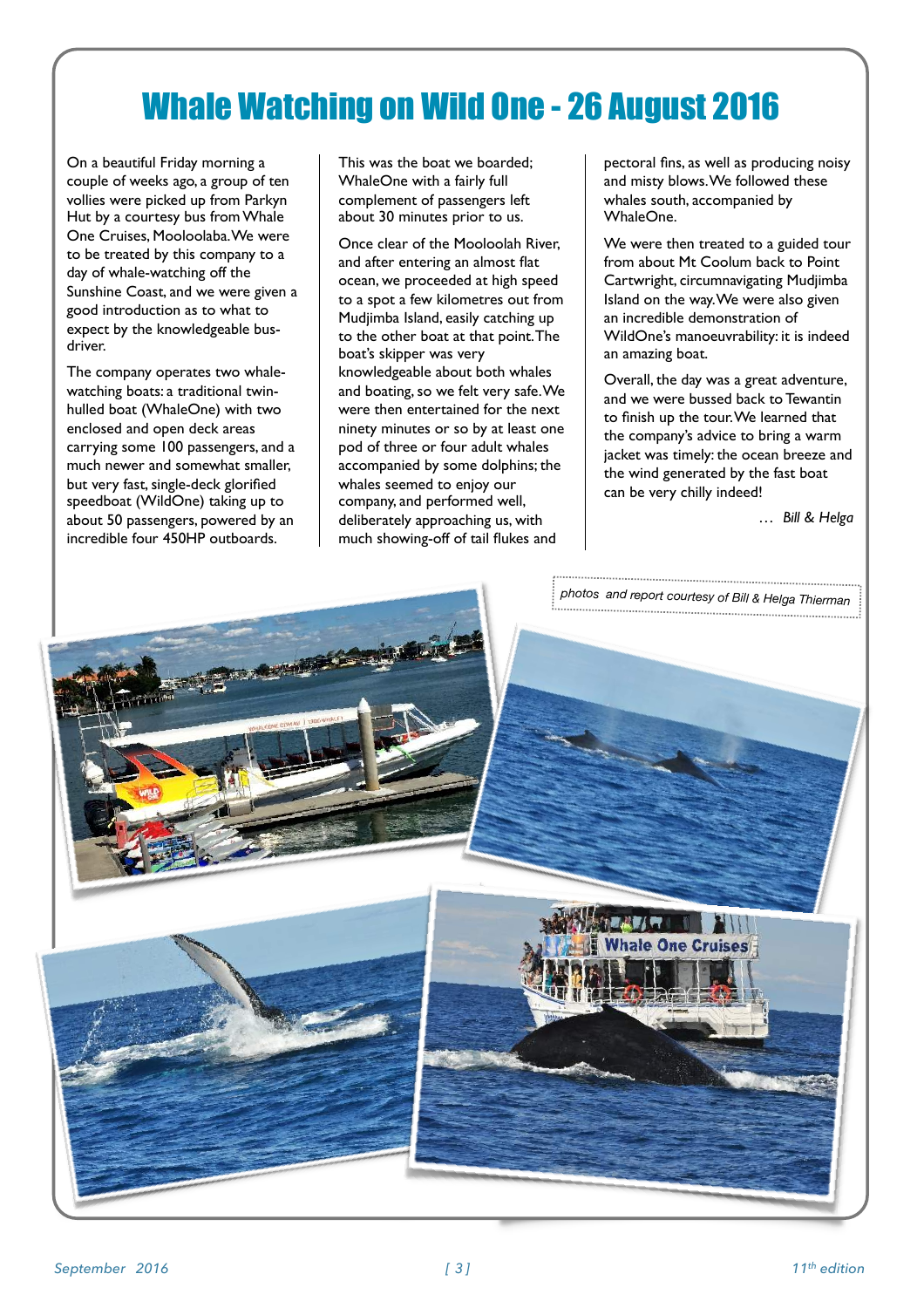# Whale Watching on Wild One - 26 August 2016

On a beautiful Friday morning a couple of weeks ago, a group of ten vollies were picked up from Parkyn Hut by a courtesy bus from Whale One Cruises, Mooloolaba. We were to be treated by this company to a day of whale-watching off the Sunshine Coast, and we were given a good introduction as to what to expect by the knowledgeable bus-driver.

The company operates two whale-watching boats: a traditional twin-hulled boat (WhaleOne) with two enclosed and open deck areas carrying some 100 passengers, and a much newer and somewhat smaller, but very fast, single-deck glorified speedboat (WildOne) taking up to about 50 passengers, powered by an incredible four 450HP outboards.

This was the boat we boarded; WhaleOne with a fairly full complement of passengers left about 30 minutes prior to us.

Once clear of the Mooloolah River, and after entering an almost flat ocean, we proceeded at high speed to a spot a few kilometres out from Mudjimba Island, easily catching up to the other boat at that point. The boat's skipper was very knowledgeable about both whales and boating, so we felt very safe. We were then entertained for the next ninety minutes or so by at least one pod of three or four adult whales accompanied by some dolphins; the whales seemed to enjoy our company, and performed well, deliberately approaching us, with much showing-off of tail flukes and pectoral fins, as well as producing noisy and misty blows. We followed these whales south, accompanied by WhaleOne.

We were then treated to a guided tour from about Mt Coolum back to Point Cartwright, circumnavigating Mudjimba Island on the way. We were also given an incredible demonstration of WildOne's manoeuvrability: it is indeed an amazing boat.

Overall, the day was a great adventure, and we were bussed back to Tewantin to finish up the tour. We learned that the company's advice to bring a warm jacket was timely: the ocean breeze and the wind generated by the fast boat can be very chilly indeed!

*… Bill & Helga*

*photos and report courtesy of Bill & Helga Thierman*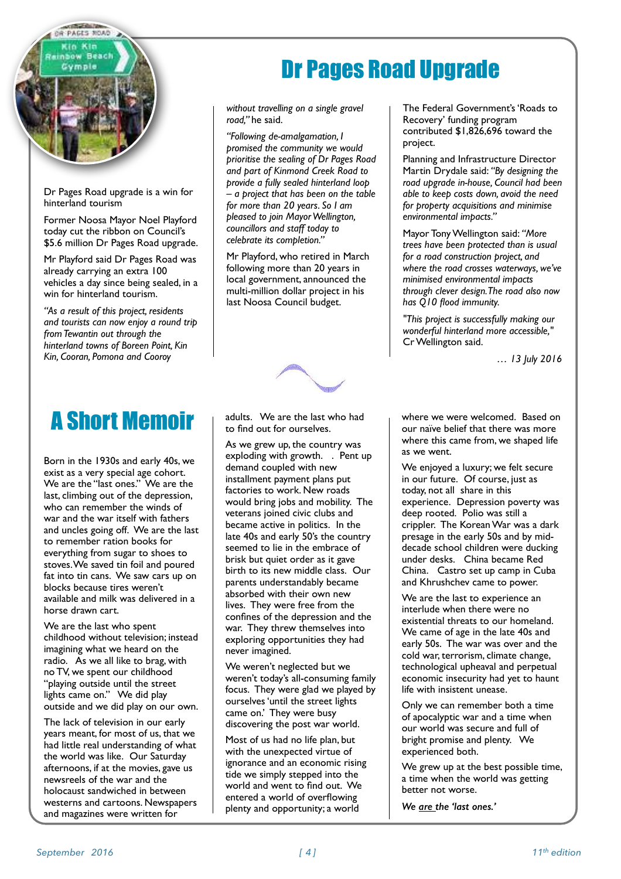# Dr Pages Road Upgrade

Dr Pages Road upgrade is a win for hinterland tourism

Former Noosa Mayor Noel Playford today cut the ribbon on Council's $5.6 million Dr Pages Road upgrade.

Mr Playford said Dr Pages Road was already carrying an extra 100 vehicles a day since being sealed, in a win for hinterland tourism.

*"As a result of this project, residents and tourists can now enjoy a round trip from Tewantin out through the hinterland towns of Boreen Point, Kin Kin, Cooran, Pomona and Cooroy without travelling on a single gravel road,"* he said.

*"Following de-amalgamation, I promised the community we would prioritise the sealing of Dr Pages Road and part of Kinmond Creek Road to provide a fully sealed hinterland loop – a project that has been on the table for more than 20 years. So I am pleased to join Mayor Wellington, councillors and staff today to celebrate its completion."*

Mr Playford, who retired in March following more than 20 years in local government, announced the multi-million dollar project in his last Noosa Council budget.

The Federal Government's 'Roads to Recovery' funding program contributed $1,826,696 toward the project.

Planning and Infrastructure Director Martin Drydale said: *"By designing the road upgrade in-house, Council had been able to keep costs down, avoid the need for property acquisitions and minimise environmental impacts."*

Mayor Tony Wellington said: *"More trees have been protected than is usual for a road construction project, and where the road crosses waterways, we've minimised environmental impacts through clever design. The road also now has Q10 flood immunity.*

*"This project is successfully making our wonderful hinterland more accessible,"* Cr Wellington said.

*… 13 July 2016*

# A Short Memoir

Born in the 1930s and early 40s, we exist as a very special age cohort. We are the "last ones." We are the last, climbing out of the depression, who can remember the winds of war and the war itself with fathers and uncles going off. We are the last to remember ration books for everything from sugar to shoes to stoves. We saved tin foil and poured fat into tin cans. We saw cars up on blocks because tires weren't available and milk was delivered in a horse drawn cart.

We are the last who spent childhood without television; instead imagining what we heard on the radio. As we all like to brag, with no TV, we spent our childhood "playing outside until the street lights came on." We did play outside and we did play on our own.

The lack of television in our early years meant, for most of us, that we had little real understanding of what the world was like. Our Saturday afternoons, if at the movies, gave us newsreels of the war and the holocaust sandwiched in between westerns and cartoons. Newspapers and magazines were written for adults. We are the last who had to find out for ourselves.

As we grew up, the country was exploding with growth. . Pent up demand coupled with new installment payment plans put factories to work. New roads would bring jobs and mobility. The veterans joined civic clubs and became active in politics. In the late 40s and early 50's the country seemed to lie in the embrace of brisk but quiet order as it gave birth to its new middle class. Our parents understandably became absorbed with their own new lives. They were free from the confines of the depression and the war. They threw themselves into exploring opportunities they had never imagined.

We weren't neglected but we weren't today's all-consuming family focus. They were glad we played by ourselves 'until the street lights came on.' They were busy discovering the post war world.

Most of us had no life plan, but with the unexpected virtue of ignorance and an economic rising tide we simply stepped into the world and went to find out. We entered a world of overflowing plenty and opportunity; a world where we were welcomed. Based on our naive belief that there was more where this came from, we shaped life as we went.

We enjoyed a luxury; we felt secure in our future. Of course, just as today, not all share in this experience. Depression poverty was deep rooted. Polio was still a crippler. The Korean War was a dark presage in the early 50s and by mid-decade school children were ducking under desks. China became Red China. Castro set up camp in Cuba and Khrushchev came to power.

We are the last to experience an interlude when there were no existential threats to our homeland. We came of age in the late 40s and early 50s. The war was over and the cold war, terrorism, climate change, technological upheaval and perpetual economic insecurity had yet to haunt life with insistent unease.

Only we can remember both a time of apocalyptic war and a time when our world was secure and full of bright promise and plenty. We experienced both.

We grew up at the best possible time, a time when the world was getting better not worse.

*We are the 'last ones.'*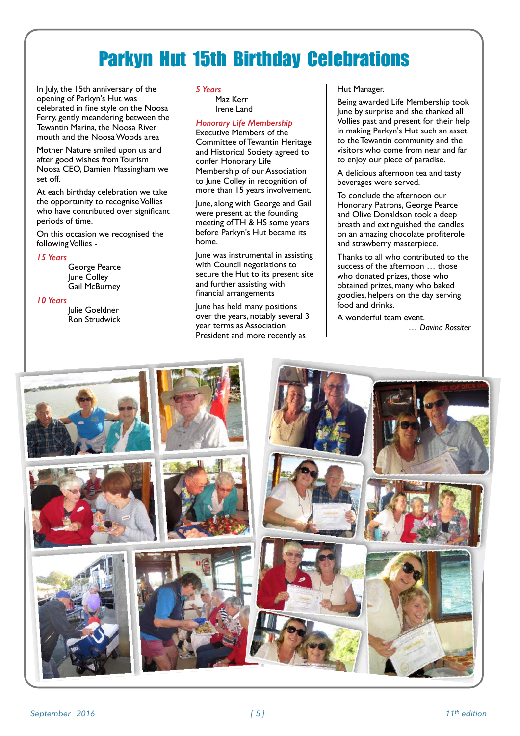# Parkyn Hut 15th Birthday Celebrations

In July, the 15th anniversary of the opening of Parkyn's Hut was celebrated in fine style on the Noosa Ferry, gently meandering between the Tewantin Marina, the Noosa River mouth and the Noosa Woods area

Mother Nature smiled upon us and after good wishes from Tourism Noosa CEO, Damien Massingham we set off.

At each birthday celebration we take the opportunity to recognise Vollies who have contributed over significant periods of time.

On this occasion we recognised the following Vollies -

*15 Years*

George Pearce
June Colley
Gail McBurney

*10 Years*

Julie Goeldner
Ron Strudwick

*5 Years*

Maz Kerr
Irene Land

*Honorary Life Membership*

Executive Members of the Committee of Tewantin Heritage and Historical Society agreed to confer Honorary Life Membership of our Association to June Colley in recognition of more than 15 years involvement.

June, along with George and Gail were present at the founding meeting of TH & HS some years before Parkyn's Hut became its home.

June was instrumental in assisting with Council negotiations to secure the Hut to its present site and further assisting with financial arrangements

June has held many positions over the years, notably several 3 year terms as Association President and more recently as Hut Manager.

Being awarded Life Membership took June by surprise and she thanked all Vollies past and present for their help in making Parkyn's Hut such an asset to the Tewantin community and the visitors who come from near and far to enjoy our piece of paradise.

A delicious afternoon tea and tasty beverages were served.

To conclude the afternoon our Honorary Patrons, George Pearce and Olive Donaldson took a deep breath and extinguished the candles on an amazing chocolate profiterole and strawberry masterpiece.

Thanks to all who contributed to the success of the afternoon … those who donated prizes, those who obtained prizes, many who baked goodies, helpers on the day serving food and drinks.

A wonderful team event.

*… Davina Rossiter*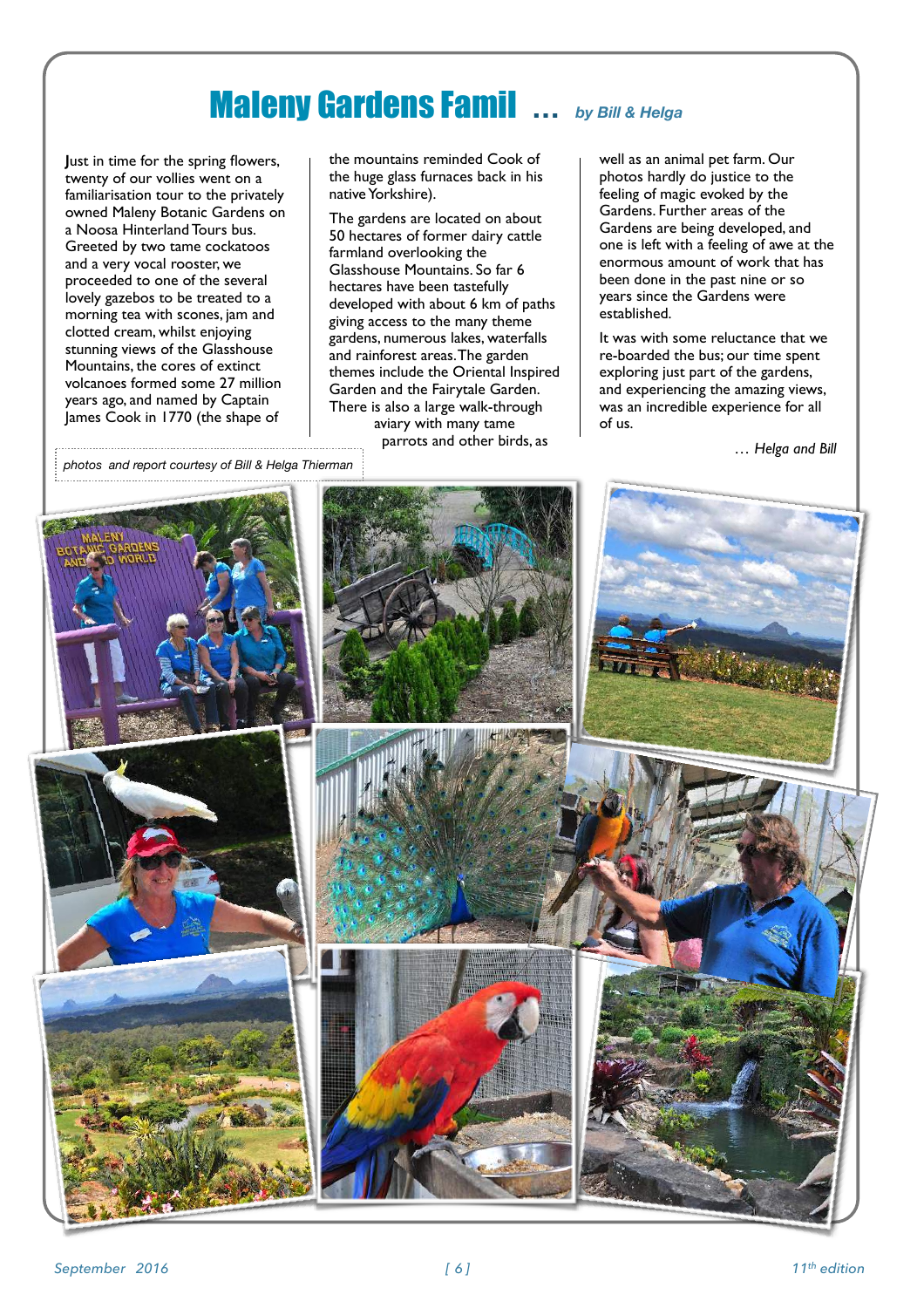# Maleny Gardens Famil … *by Bill & Helga*

Just in time for the spring flowers, twenty of our vollies went on a familiarisation tour to the privately owned Maleny Botanic Gardens on a Noosa Hinterland Tours bus. Greeted by two tame cockatoos and a very vocal rooster, we proceeded to one of the several lovely gazebos to be treated to a morning tea with scones, jam and clotted cream, whilst enjoying stunning views of the Glasshouse Mountains, the cores of extinct volcanoes formed some 27 million years ago, and named by Captain James Cook in 1770 (the shape of the mountains reminded Cook of the huge glass furnaces back in his native Yorkshire).

The gardens are located on about 50 hectares of former dairy cattle farmland overlooking the Glasshouse Mountains. So far 6 hectares have been tastefully developed with about 6 km of paths giving access to the many theme gardens, numerous lakes, waterfalls and rainforest areas. The garden themes include the Oriental Inspired Garden and the Fairytale Garden. There is also a large walk-through aviary with many tame parrots and other birds, as well as an animal pet farm. Our photos hardly do justice to the feeling of magic evoked by the Gardens. Further areas of the Gardens are being developed, and one is left with a feeling of awe at the enormous amount of work that has been done in the past nine or so years since the Gardens were established.

It was with some reluctance that we re-boarded the bus; our time spent exploring just part of the gardens, and experiencing the amazing views, was an incredible experience for all of us.

*… Helga and Bill*

*photos and report courtesy of Bill & Helga Thierman*